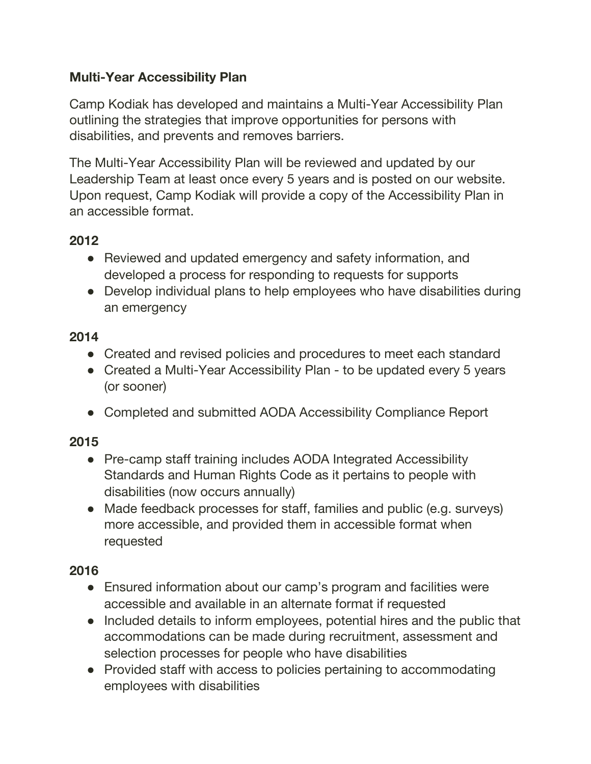**Multi-Year Accessibility Plan**

Camp Kodiak has developed and maintains a Multi-Year Accessibility Plan outlining the strategies that improve opportunities for persons with disabilities, and prevents and removes barriers.

The Multi-Year Accessibility Plan will be reviewed and updated by our Leadership Team at least once every 5 years and is posted on our website. Upon request, Camp Kodiak will provide a copy of the Accessibility Plan in an accessible format.

**2012**

- Reviewed and updated emergency and safety information, and developed a process for responding to requests for supports
- Develop individual plans to help employees who have disabilities during an emergency

**2014**

- Created and revised policies and procedures to meet each standard
- Created a Multi-Year Accessibility Plan - to be updated every 5 years (or sooner)
- Completed and submitted AODA Accessibility Compliance Report

**2015**

- Pre-camp staff training includes AODA Integrated Accessibility Standards and Human Rights Code as it pertains to people with disabilities (now occurs annually)
- Made feedback processes for staff, families and public (e.g. surveys) more accessible, and provided them in accessible format when requested

**2016**

- Ensured information about our camp's program and facilities were accessible and available in an alternate format if requested
- Included details to inform employees, potential hires and the public that accommodations can be made during recruitment, assessment and selection processes for people who have disabilities
- Provided staff with access to policies pertaining to accommodating employees with disabilities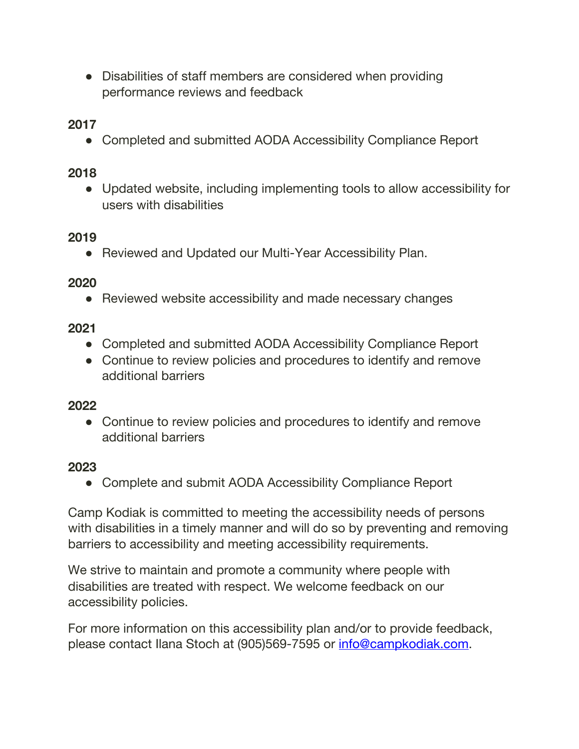- Disabilities of staff members are considered when providing performance reviews and feedback

**2017**

- Completed and submitted AODA Accessibility Compliance Report

**2018**

- Updated website, including implementing tools to allow accessibility for users with disabilities

**2019**

- Reviewed and Updated our Multi-Year Accessibility Plan.

**2020**

- Reviewed website accessibility and made necessary changes

**2021**

- Completed and submitted AODA Accessibility Compliance Report
- Continue to review policies and procedures to identify and remove additional barriers

**2022**

- Continue to review policies and procedures to identify and remove additional barriers

**2023**

- Complete and submit AODA Accessibility Compliance Report

Camp Kodiak is committed to meeting the accessibility needs of persons with disabilities in a timely manner and will do so by preventing and removing barriers to accessibility and meeting accessibility requirements.

We strive to maintain and promote a community where people with disabilities are treated with respect. We welcome feedback on our accessibility policies.

For more information on this accessibility plan and/or to provide feedback, please contact Ilana Stoch at (905)569-7595 or info@campkodiak.com.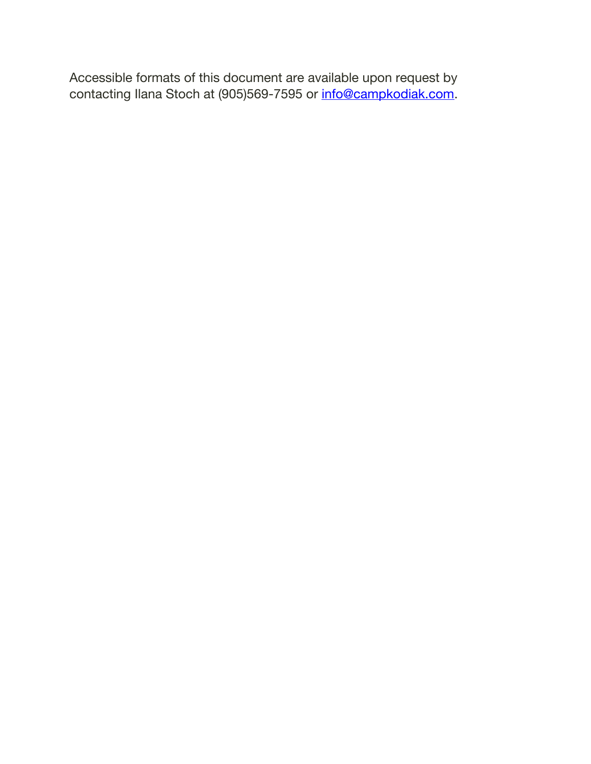Accessible formats of this document are available upon request by contacting Ilana Stoch at (905)569-7595 or [info@campkodiak.com](mailto:info@campkodiak.com).